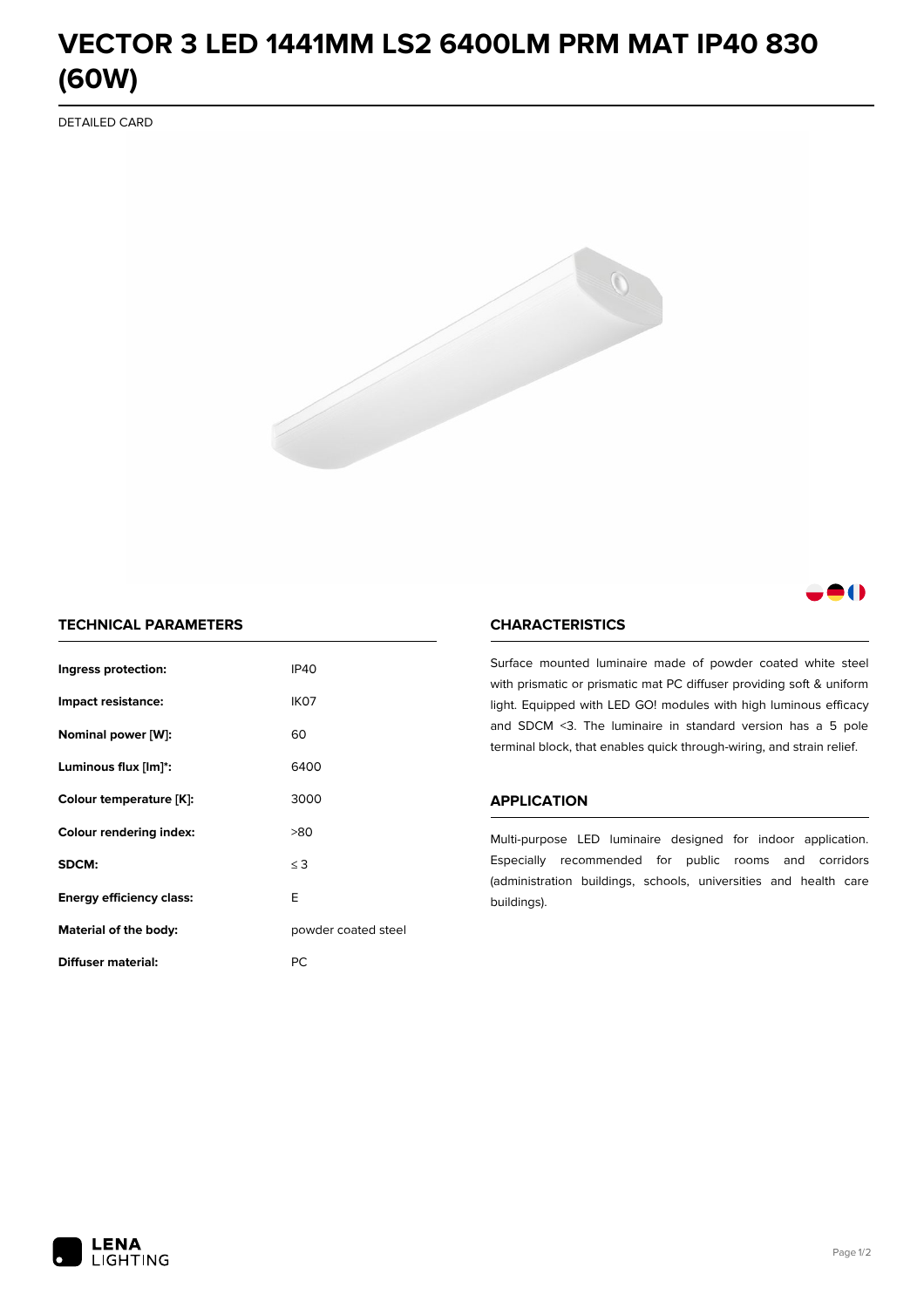# VECTOR 3 LED 1441MM LS2 6400LM PRM MAT IP40 830 (60W)

DETAILED CARD

## TECHNICAL PARAMETERS

| | |
|---|---|
| **Ingress protection:** | IP40 |
| **Impact resistance:** | IK07 |
| **Nominal power [W]:** | 60 |
| **Luminous flux [lm]*:** | 6400 |
| **Colour temperature [K]:** | 3000 |
| **Colour rendering index:** | >80 |
| **SDCM:** | ≤ 3 |
| **Energy efficiency class:** | E |
| **Material of the body:** | powder coated steel |
| **Diffuser material:** | PC |

## CHARACTERISTICS

Surface mounted luminaire made of powder coated white steel with prismatic or prismatic mat PC diffuser providing soft & uniform light. Equipped with LED GO! modules with high luminous efficacy and SDCM <3. The luminaire in standard version has a 5 pole terminal block, that enables quick through-wiring, and strain relief.

## APPLICATION

Multi-purpose LED luminaire designed for indoor application. Especially recommended for public rooms and corridors (administration buildings, schools, universities and health care buildings).

LENA LIGHTING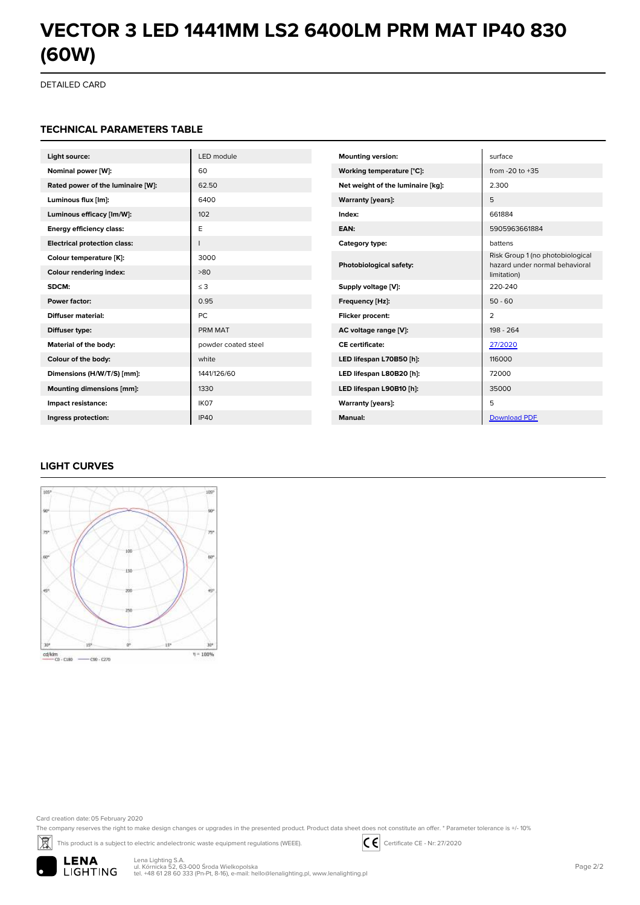# VECTOR 3 LED 1441MM LS2 6400LM PRM MAT IP40 830 (60W)

DETAILED CARD

## TECHNICAL PARAMETERS TABLE

| | |
|---|---|
| **Light source:** | LED module |
| **Nominal power [W]:** | 60 |
| **Rated power of the luminaire [W]:** | 62.50 |
| **Luminous flux [lm]:** | 6400 |
| **Luminous efficacy [lm/W]:** | 102 |
| **Energy efficiency class:** | E |
| **Electrical protection class:** | I |
| **Colour temperature [K]:** | 3000 |
| **Colour rendering index:** | >80 |
| **SDCM:** | ≤ 3 |
| **Power factor:** | 0.95 |
| **Diffuser material:** | PC |
| **Diffuser type:** | PRM MAT |
| **Material of the body:** | powder coated steel |
| **Colour of the body:** | white |
| **Dimensions (H/W/T/S) [mm]:** | 1441/126/60 |
| **Mounting dimensions [mm]:** | 1330 |
| **Impact resistance:** | IK07 |
| **Ingress protection:** | IP40 |

| | |
|---|---|
| **Mounting version:** | surface |
| **Working temperature [°C]:** | from -20 to +35 |
| **Net weight of the luminaire [kg]:** | 2.300 |
| **Warranty [years]:** | 5 |
| **Index:** | 661884 |
| **EAN:** | 5905963661884 |
| **Category type:** | battens |
| **Photobiological safety:** | Risk Group 1 (no photobiological hazard under normal behavioral limitation) |
| **Supply voltage [V]:** | 220-240 |
| **Frequency [Hz]:** | 50 - 60 |
| **Flicker procent:** | 2 |
| **AC voltage range [V]:** | 198 - 264 |
| **CE certificate:** | 27/2020 |
| **LED lifespan L70B50 [h]:** | 116000 |
| **LED lifespan L80B20 [h]:** | 72000 |
| **LED lifespan L90B10 [h]:** | 35000 |
| **Warranty [years]:** | 5 |
| **Manual:** | Download PDF |

## LIGHT CURVES

105° 105°
90° 90°
75° 75°
60° 60°
45° 45°
30° 15° 0° 15° 30°
100
150
200
250
cd/klm
C0 - C180 C90 - C270
η = 100%

Card creation date: 05 February 2020

The company reserves the right to make design changes or upgrades in the presented product. Product data sheet does not constitute an offer. * Parameter tolerance is +/- 10%

This product is a subject to electric andelectronic waste equipment regulations (WEEE).

Certificate CE - Nr: 27/2020

Lena Lighting S.A.
ul. Kórnicka 52, 63-000 Środa Wielkopolska
tel. +48 61 28 60 333 (Pn-Pt, 8-16), e-mail: hello@lenalighting.pl, www.lenalighting.pl